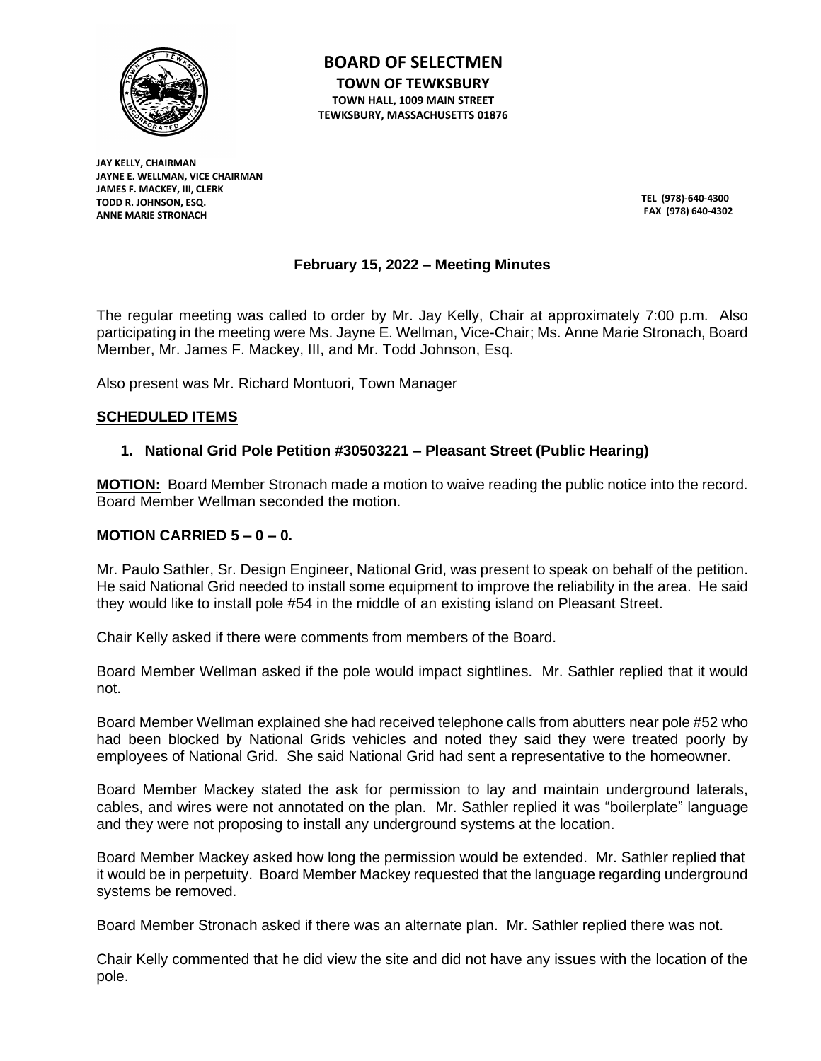# BOARD OF SELECTMEN

**TOWN OF TEWKSBURY**
**TOWN HALL, 1009 MAIN STREET**
**TEWKSBURY, MASSACHUSETTS 01876**

**JAY KELLY, CHAIRMAN**
**JAYNE E. WELLMAN, VICE CHAIRMAN**
**JAMES F. MACKEY, III, CLERK**
**TODD R. JOHNSON, ESQ.**
**ANNE MARIE STRONACH**

**TEL (978)-640-4300**
**FAX (978) 640-4302**

## February 15, 2022 – Meeting Minutes

The regular meeting was called to order by Mr. Jay Kelly, Chair at approximately 7:00 p.m. Also participating in the meeting were Ms. Jayne E. Wellman, Vice-Chair; Ms. Anne Marie Stronach, Board Member, Mr. James F. Mackey, III, and Mr. Todd Johnson, Esq.

Also present was Mr. Richard Montuori, Town Manager

## SCHEDULED ITEMS

### 1. National Grid Pole Petition #30503221 – Pleasant Street (Public Hearing)

**MOTION:** Board Member Stronach made a motion to waive reading the public notice into the record. Board Member Wellman seconded the motion.

**MOTION CARRIED 5 – 0 – 0.**

Mr. Paulo Sathler, Sr. Design Engineer, National Grid, was present to speak on behalf of the petition. He said National Grid needed to install some equipment to improve the reliability in the area. He said they would like to install pole #54 in the middle of an existing island on Pleasant Street.

Chair Kelly asked if there were comments from members of the Board.

Board Member Wellman asked if the pole would impact sightlines. Mr. Sathler replied that it would not.

Board Member Wellman explained she had received telephone calls from abutters near pole #52 who had been blocked by National Grids vehicles and noted they said they were treated poorly by employees of National Grid. She said National Grid had sent a representative to the homeowner.

Board Member Mackey stated the ask for permission to lay and maintain underground laterals, cables, and wires were not annotated on the plan. Mr. Sathler replied it was "boilerplate" language and they were not proposing to install any underground systems at the location.

Board Member Mackey asked how long the permission would be extended. Mr. Sathler replied that it would be in perpetuity. Board Member Mackey requested that the language regarding underground systems be removed.

Board Member Stronach asked if there was an alternate plan. Mr. Sathler replied there was not.

Chair Kelly commented that he did view the site and did not have any issues with the location of the pole.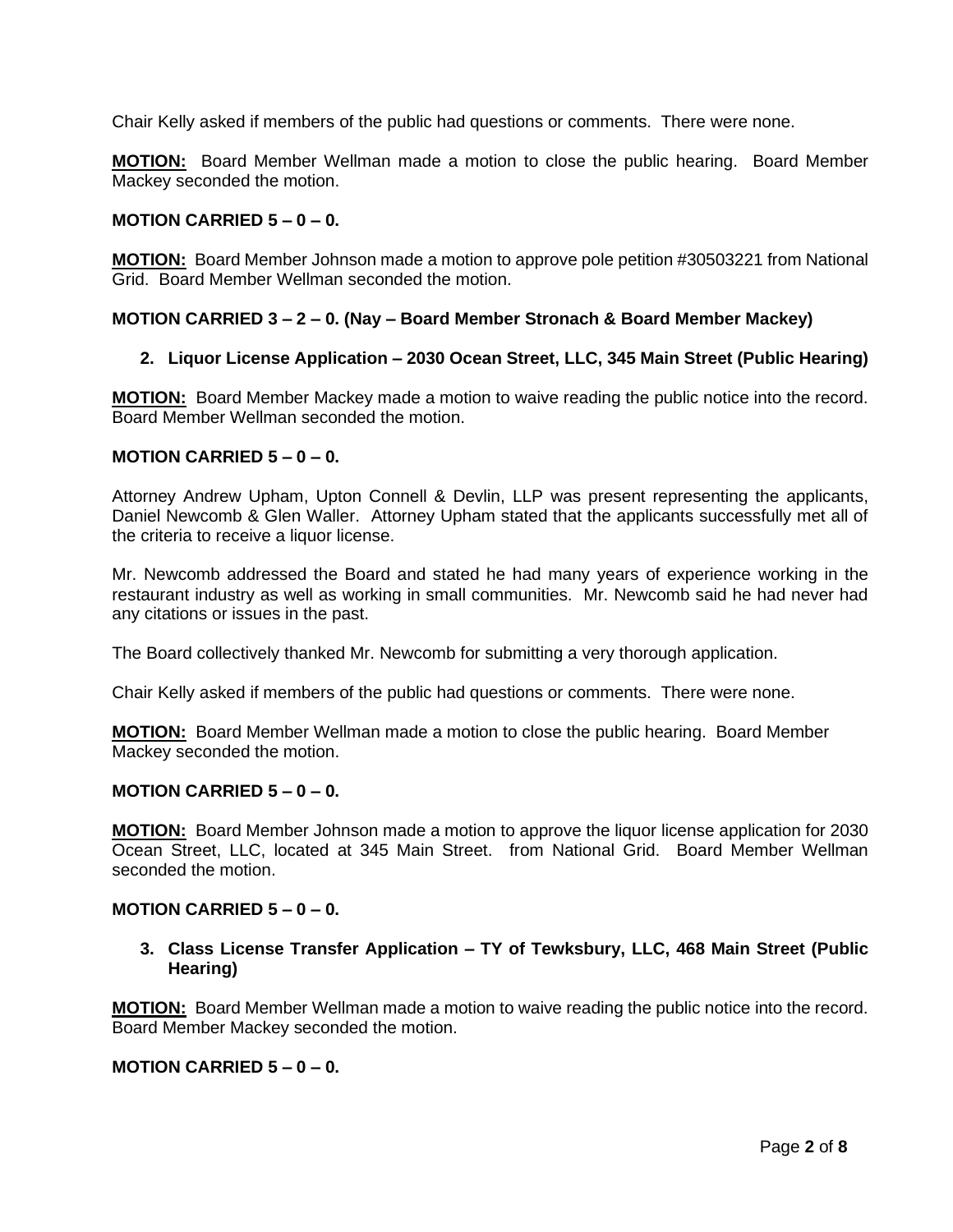Chair Kelly asked if members of the public had questions or comments. There were none.

**MOTION:** Board Member Wellman made a motion to close the public hearing. Board Member Mackey seconded the motion.

**MOTION CARRIED 5 – 0 – 0.**

**MOTION:** Board Member Johnson made a motion to approve pole petition #30503221 from National Grid. Board Member Wellman seconded the motion.

**MOTION CARRIED 3 – 2 – 0. (Nay – Board Member Stronach & Board Member Mackey)**

**2. Liquor License Application – 2030 Ocean Street, LLC, 345 Main Street (Public Hearing)**

**MOTION:** Board Member Mackey made a motion to waive reading the public notice into the record. Board Member Wellman seconded the motion.

**MOTION CARRIED 5 – 0 – 0.**

Attorney Andrew Upham, Upton Connell & Devlin, LLP was present representing the applicants, Daniel Newcomb & Glen Waller. Attorney Upham stated that the applicants successfully met all of the criteria to receive a liquor license.

Mr. Newcomb addressed the Board and stated he had many years of experience working in the restaurant industry as well as working in small communities. Mr. Newcomb said he had never had any citations or issues in the past.

The Board collectively thanked Mr. Newcomb for submitting a very thorough application.

Chair Kelly asked if members of the public had questions or comments. There were none.

**MOTION:** Board Member Wellman made a motion to close the public hearing. Board Member Mackey seconded the motion.

**MOTION CARRIED 5 – 0 – 0.**

**MOTION:** Board Member Johnson made a motion to approve the liquor license application for 2030 Ocean Street, LLC, located at 345 Main Street. from National Grid. Board Member Wellman seconded the motion.

**MOTION CARRIED 5 – 0 – 0.**

**3. Class License Transfer Application – TY of Tewksbury, LLC, 468 Main Street (Public Hearing)**

**MOTION:** Board Member Wellman made a motion to waive reading the public notice into the record. Board Member Mackey seconded the motion.

**MOTION CARRIED 5 – 0 – 0.**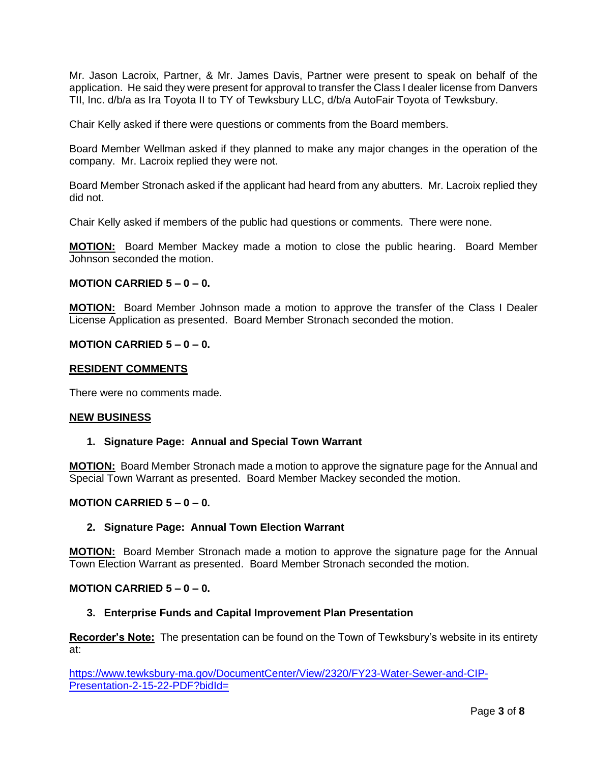Mr. Jason Lacroix, Partner, & Mr. James Davis, Partner were present to speak on behalf of the application. He said they were present for approval to transfer the Class I dealer license from Danvers TII, Inc. d/b/a as Ira Toyota II to TY of Tewksbury LLC, d/b/a AutoFair Toyota of Tewksbury.

Chair Kelly asked if there were questions or comments from the Board members.

Board Member Wellman asked if they planned to make any major changes in the operation of the company. Mr. Lacroix replied they were not.

Board Member Stronach asked if the applicant had heard from any abutters. Mr. Lacroix replied they did not.

Chair Kelly asked if members of the public had questions or comments. There were none.

**MOTION:** Board Member Mackey made a motion to close the public hearing. Board Member Johnson seconded the motion.

**MOTION CARRIED 5 – 0 – 0.**

**MOTION:** Board Member Johnson made a motion to approve the transfer of the Class I Dealer License Application as presented. Board Member Stronach seconded the motion.

**MOTION CARRIED 5 – 0 – 0.**

## RESIDENT COMMENTS

There were no comments made.

## NEW BUSINESS

### 1. Signature Page: Annual and Special Town Warrant

**MOTION:** Board Member Stronach made a motion to approve the signature page for the Annual and Special Town Warrant as presented. Board Member Mackey seconded the motion.

**MOTION CARRIED 5 – 0 – 0.**

### 2. Signature Page: Annual Town Election Warrant

**MOTION:** Board Member Stronach made a motion to approve the signature page for the Annual Town Election Warrant as presented. Board Member Stronach seconded the motion.

**MOTION CARRIED 5 – 0 – 0.**

### 3. Enterprise Funds and Capital Improvement Plan Presentation

**Recorder's Note:** The presentation can be found on the Town of Tewksbury's website in its entirety at:

https://www.tewksbury-ma.gov/DocumentCenter/View/2320/FY23-Water-Sewer-and-CIP-Presentation-2-15-22-PDF?bidId=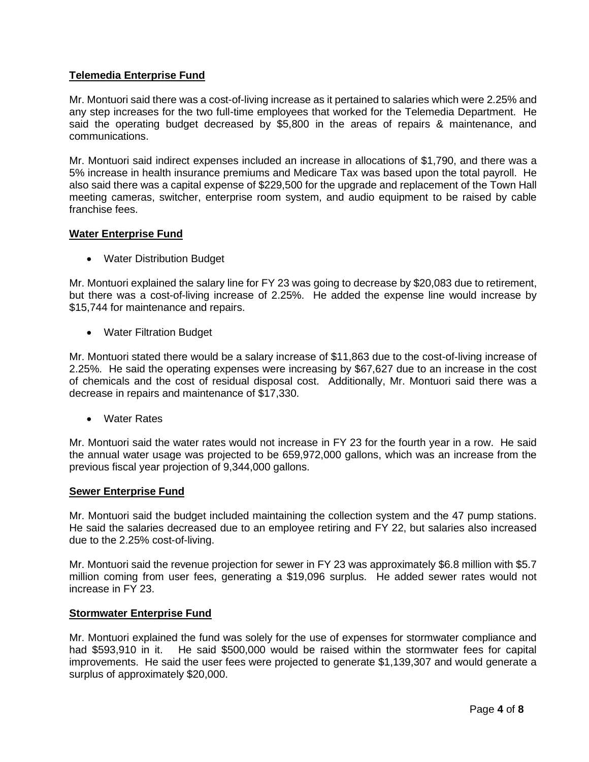**Telemedia Enterprise Fund**

Mr. Montuori said there was a cost-of-living increase as it pertained to salaries which were 2.25% and any step increases for the two full-time employees that worked for the Telemedia Department. He said the operating budget decreased by $5,800 in the areas of repairs & maintenance, and communications.

Mr. Montuori said indirect expenses included an increase in allocations of $1,790, and there was a 5% increase in health insurance premiums and Medicare Tax was based upon the total payroll. He also said there was a capital expense of $229,500 for the upgrade and replacement of the Town Hall meeting cameras, switcher, enterprise room system, and audio equipment to be raised by cable franchise fees.

**Water Enterprise Fund**

- Water Distribution Budget

Mr. Montuori explained the salary line for FY 23 was going to decrease by $20,083 due to retirement, but there was a cost-of-living increase of 2.25%. He added the expense line would increase by $15,744 for maintenance and repairs.

- Water Filtration Budget

Mr. Montuori stated there would be a salary increase of $11,863 due to the cost-of-living increase of 2.25%. He said the operating expenses were increasing by $67,627 due to an increase in the cost of chemicals and the cost of residual disposal cost. Additionally, Mr. Montuori said there was a decrease in repairs and maintenance of $17,330.

- Water Rates

Mr. Montuori said the water rates would not increase in FY 23 for the fourth year in a row. He said the annual water usage was projected to be 659,972,000 gallons, which was an increase from the previous fiscal year projection of 9,344,000 gallons.

**Sewer Enterprise Fund**

Mr. Montuori said the budget included maintaining the collection system and the 47 pump stations. He said the salaries decreased due to an employee retiring and FY 22, but salaries also increased due to the 2.25% cost-of-living.

Mr. Montuori said the revenue projection for sewer in FY 23 was approximately $6.8 million with $5.7 million coming from user fees, generating a $19,096 surplus. He added sewer rates would not increase in FY 23.

**Stormwater Enterprise Fund**

Mr. Montuori explained the fund was solely for the use of expenses for stormwater compliance and had $593,910 in it. He said $500,000 would be raised within the stormwater fees for capital improvements. He said the user fees were projected to generate $1,139,307 and would generate a surplus of approximately $20,000.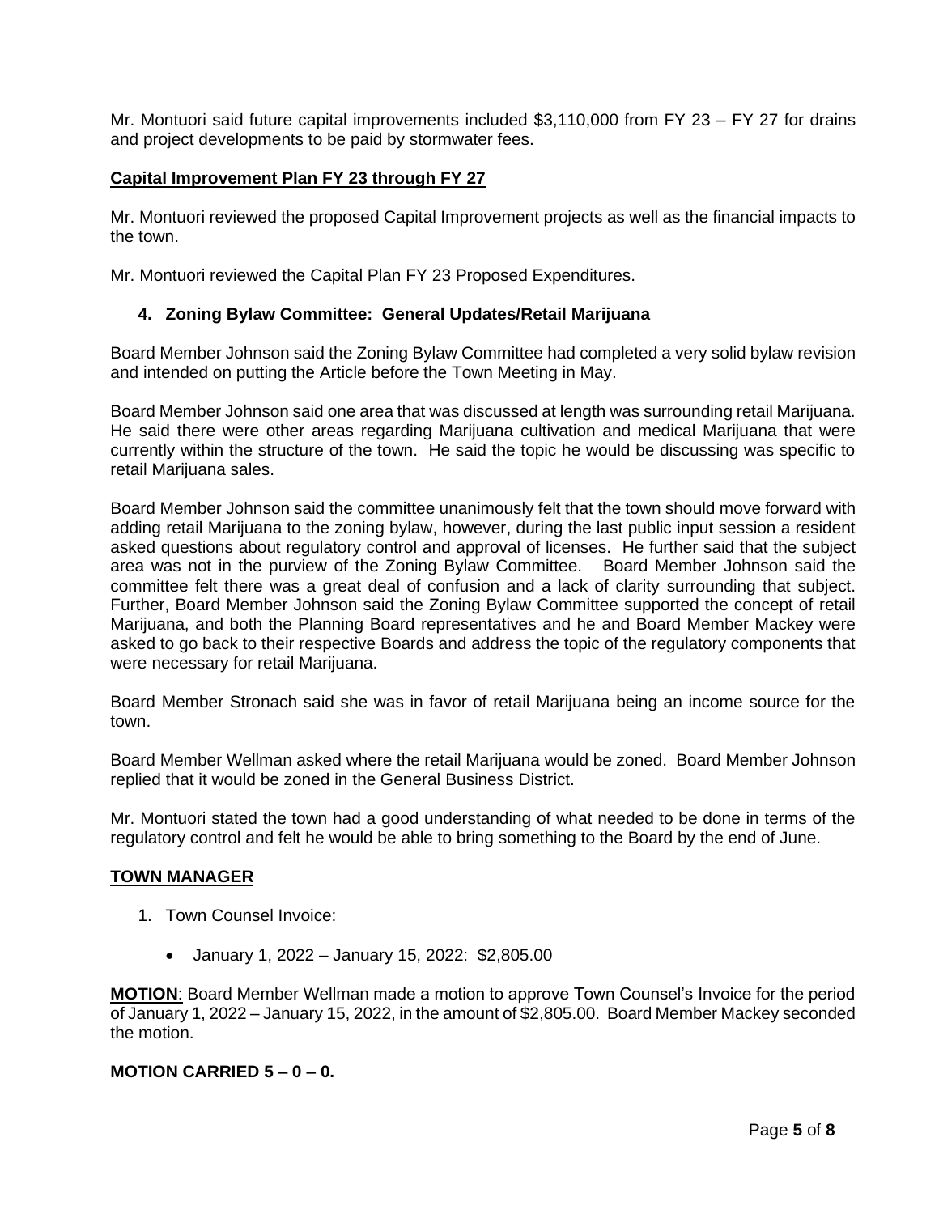Mr. Montuori said future capital improvements included $3,110,000 from FY 23 – FY 27 for drains and project developments to be paid by stormwater fees.

**Capital Improvement Plan FY 23 through FY 27**

Mr. Montuori reviewed the proposed Capital Improvement projects as well as the financial impacts to the town.

Mr. Montuori reviewed the Capital Plan FY 23 Proposed Expenditures.

**4. Zoning Bylaw Committee: General Updates/Retail Marijuana**

Board Member Johnson said the Zoning Bylaw Committee had completed a very solid bylaw revision and intended on putting the Article before the Town Meeting in May.

Board Member Johnson said one area that was discussed at length was surrounding retail Marijuana. He said there were other areas regarding Marijuana cultivation and medical Marijuana that were currently within the structure of the town. He said the topic he would be discussing was specific to retail Marijuana sales.

Board Member Johnson said the committee unanimously felt that the town should move forward with adding retail Marijuana to the zoning bylaw, however, during the last public input session a resident asked questions about regulatory control and approval of licenses. He further said that the subject area was not in the purview of the Zoning Bylaw Committee. Board Member Johnson said the committee felt there was a great deal of confusion and a lack of clarity surrounding that subject. Further, Board Member Johnson said the Zoning Bylaw Committee supported the concept of retail Marijuana, and both the Planning Board representatives and he and Board Member Mackey were asked to go back to their respective Boards and address the topic of the regulatory components that were necessary for retail Marijuana.

Board Member Stronach said she was in favor of retail Marijuana being an income source for the town.

Board Member Wellman asked where the retail Marijuana would be zoned. Board Member Johnson replied that it would be zoned in the General Business District.

Mr. Montuori stated the town had a good understanding of what needed to be done in terms of the regulatory control and felt he would be able to bring something to the Board by the end of June.

**TOWN MANAGER**

1. Town Counsel Invoice:
   - January 1, 2022 – January 15, 2022: $2,805.00

**MOTION**: Board Member Wellman made a motion to approve Town Counsel's Invoice for the period of January 1, 2022 – January 15, 2022, in the amount of $2,805.00. Board Member Mackey seconded the motion.

**MOTION CARRIED 5 – 0 – 0.**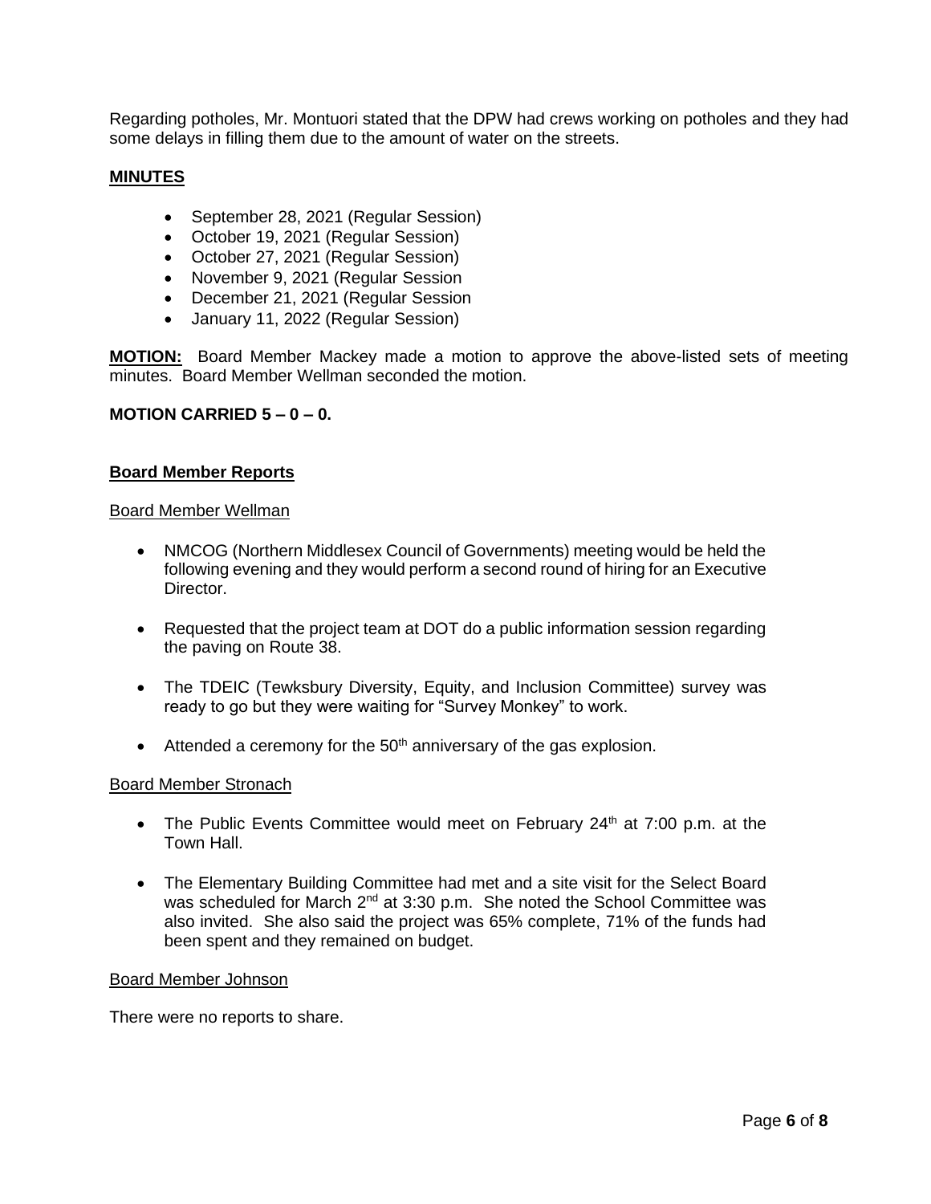Regarding potholes, Mr. Montuori stated that the DPW had crews working on potholes and they had some delays in filling them due to the amount of water on the streets.

## MINUTES

- September 28, 2021 (Regular Session)
- October 19, 2021 (Regular Session)
- October 27, 2021 (Regular Session)
- November 9, 2021 (Regular Session
- December 21, 2021 (Regular Session
- January 11, 2022 (Regular Session)

**MOTION:** Board Member Mackey made a motion to approve the above-listed sets of meeting minutes. Board Member Wellman seconded the motion.

**MOTION CARRIED 5 – 0 – 0.**

## Board Member Reports

### Board Member Wellman

- NMCOG (Northern Middlesex Council of Governments) meeting would be held the following evening and they would perform a second round of hiring for an Executive Director.
- Requested that the project team at DOT do a public information session regarding the paving on Route 38.
- The TDEIC (Tewksbury Diversity, Equity, and Inclusion Committee) survey was ready to go but they were waiting for "Survey Monkey" to work.
- Attended a ceremony for the 50th anniversary of the gas explosion.

### Board Member Stronach

- The Public Events Committee would meet on February 24th at 7:00 p.m. at the Town Hall.
- The Elementary Building Committee had met and a site visit for the Select Board was scheduled for March 2nd at 3:30 p.m. She noted the School Committee was also invited. She also said the project was 65% complete, 71% of the funds had been spent and they remained on budget.

### Board Member Johnson

There were no reports to share.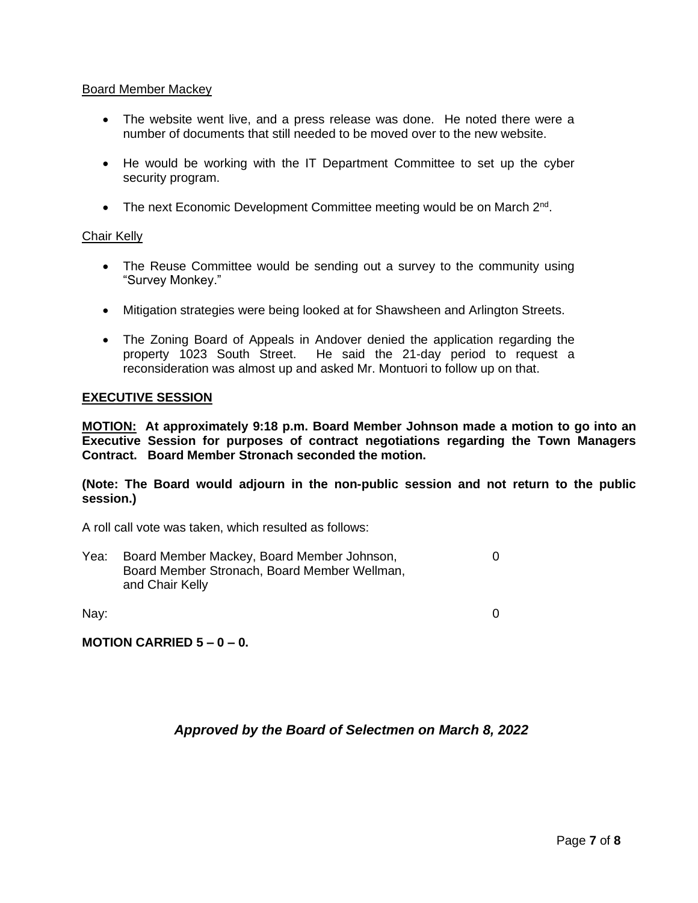Board Member Mackey

- The website went live, and a press release was done. He noted there were a number of documents that still needed to be moved over to the new website.
- He would be working with the IT Department Committee to set up the cyber security program.
- The next Economic Development Committee meeting would be on March 2nd.

Chair Kelly

- The Reuse Committee would be sending out a survey to the community using "Survey Monkey."
- Mitigation strategies were being looked at for Shawsheen and Arlington Streets.
- The Zoning Board of Appeals in Andover denied the application regarding the property 1023 South Street. He said the 21-day period to request a reconsideration was almost up and asked Mr. Montuori to follow up on that.

**EXECUTIVE SESSION**

**MOTION: At approximately 9:18 p.m. Board Member Johnson made a motion to go into an Executive Session for purposes of contract negotiations regarding the Town Managers Contract. Board Member Stronach seconded the motion.**

**(Note: The Board would adjourn in the non-public session and not return to the public session.)**

A roll call vote was taken, which resulted as follows:

| | | |
|---|---|---|
| Yea: | Board Member Mackey, Board Member Johnson, Board Member Stronach, Board Member Wellman, and Chair Kelly | 0 |
| Nay: | | 0 |

**MOTION CARRIED 5 – 0 – 0.**

***Approved by the Board of Selectmen on March 8, 2022***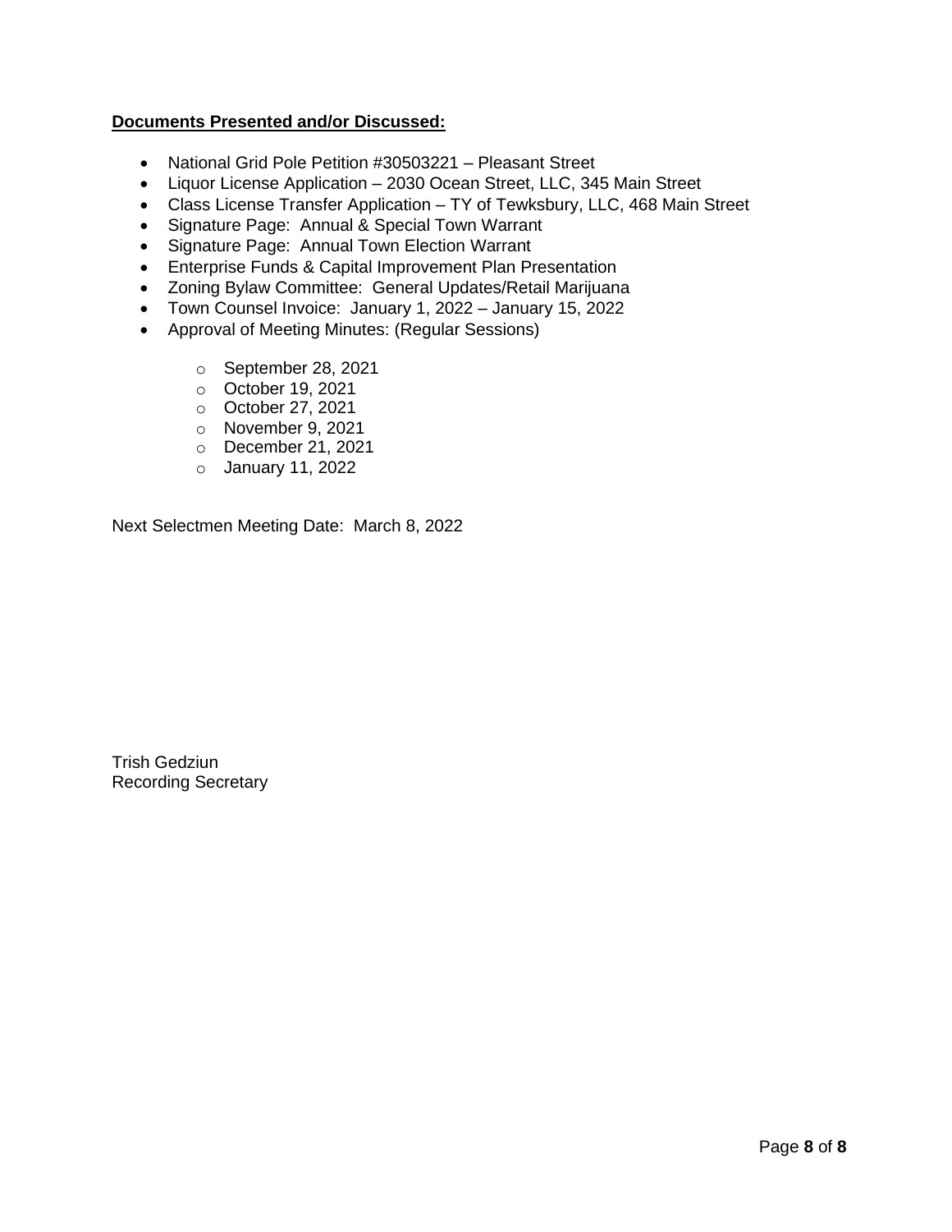**Documents Presented and/or Discussed:**

- National Grid Pole Petition #30503221 – Pleasant Street
- Liquor License Application – 2030 Ocean Street, LLC, 345 Main Street
- Class License Transfer Application – TY of Tewksbury, LLC, 468 Main Street
- Signature Page: Annual & Special Town Warrant
- Signature Page: Annual Town Election Warrant
- Enterprise Funds & Capital Improvement Plan Presentation
- Zoning Bylaw Committee: General Updates/Retail Marijuana
- Town Counsel Invoice: January 1, 2022 – January 15, 2022
- Approval of Meeting Minutes: (Regular Sessions)
  - September 28, 2021
  - October 19, 2021
  - October 27, 2021
  - November 9, 2021
  - December 21, 2021
  - January 11, 2022

Next Selectmen Meeting Date: March 8, 2022

Trish Gedziun
Recording Secretary